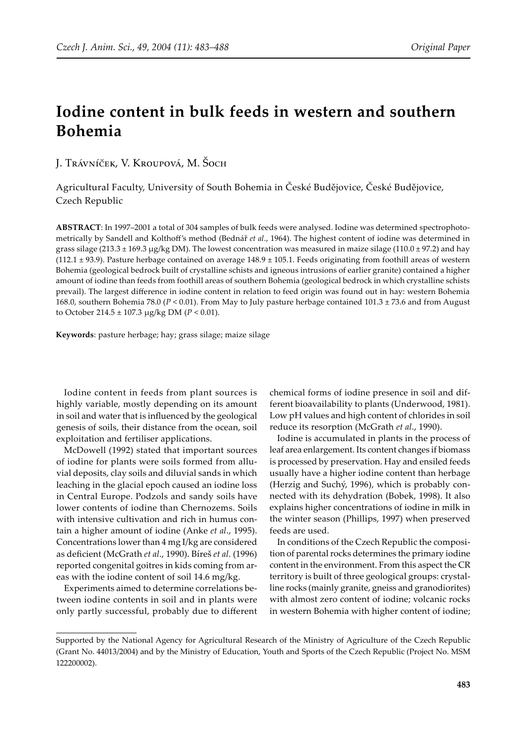# Iodine content in bulk feeds in western and southern Bohemia

J. Trávníček, V. Kroupová, M. Šoch

Agricultural Faculty, University of South Bohemia in České Budějovice, České Budějovice, Czech Republic

**ABSTRACT**: In 1997–2001 a total of 304 samples of bulk feeds were analysed. Iodine was determined spectrophotometrically by Sandell and Kolthoff's method (Bednář *et al*., 1964). The highest content of iodine was determined in grass silage (213.3 ± 169.3 μg/kg DM). The lowest concentration was measured in maize silage (110.0 ± 97.2) and hay (112.1 ± 93.9). Pasture herbage contained on average 148.9 ± 105.1. Feeds originating from foothill areas of western Bohemia (geological bedrock built of crystalline schists and igneous intrusions of earlier granite) contained a higher amount of iodine than feeds from foothill areas of southern Bohemia (geological bedrock in which crystalline schists prevail). The largest difference in iodine content in relation to feed origin was found out in hay: western Bohemia 168.0, southern Bohemia 78.0 ($P < 0.01$). From May to July pasture herbage contained 101.3 ± 73.6 and from August to October 214.5 ± 107.3 μg/kg DM ($P < 0.01$).

**Keywords**: pasture herbage; hay; grass silage; maize silage

Iodine content in feeds from plant sources is highly variable, mostly depending on its amount in soil and water that is influenced by the geological genesis of soils, their distance from the ocean, soil exploitation and fertiliser applications.

McDowell (1992) stated that important sources of iodine for plants were soils formed from alluvial deposits, clay soils and diluvial sands in which leaching in the glacial epoch caused an iodine loss in Central Europe. Podzols and sandy soils have lower contents of iodine than Chernozems. Soils with intensive cultivation and rich in humus contain a higher amount of iodine (Anke *et al*., 1995). Concentrations lower than 4 mg I/kg are considered as deficient (McGrath *et al*., 1990). Bíreš *et al*. (1996) reported congenital goitres in kids coming from areas with the iodine content of soil 14.6 mg/kg.

Experiments aimed to determine correlations between iodine contents in soil and in plants were only partly successful, probably due to different chemical forms of iodine presence in soil and different bioavailability to plants (Underwood, 1981). Low pH values and high content of chlorides in soil reduce its resorption (McGrath *et al*., 1990).

Iodine is accumulated in plants in the process of leaf area enlargement. Its content changes if biomass is processed by preservation. Hay and ensiled feeds usually have a higher iodine content than herbage (Herzig and Suchý, 1996), which is probably connected with its dehydration (Bobek, 1998). It also explains higher concentrations of iodine in milk in the winter season (Phillips, 1997) when preserved feeds are used.

In conditions of the Czech Republic the composition of parental rocks determines the primary iodine content in the environment. From this aspect the CR territory is built of three geological groups: crystalline rocks (mainly granite, gneiss and granodiorites) with almost zero content of iodine; volcanic rocks in western Bohemia with higher content of iodine;

Supported by the National Agency for Agricultural Research of the Ministry of Agriculture of the Czech Republic (Grant No. 44013/2004) and by the Ministry of Education, Youth and Sports of the Czech Republic (Project No. MSM 122200002).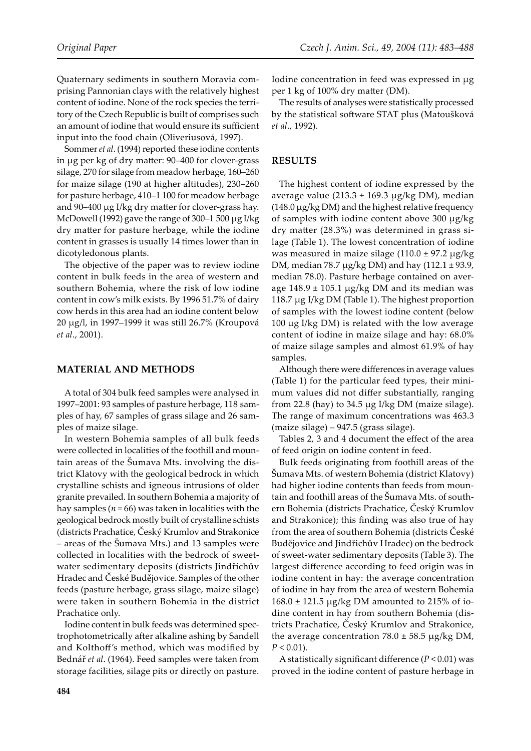Quaternary sediments in southern Moravia comprising Pannonian clays with the relatively highest content of iodine. None of the rock species the territory of the Czech Republic is built of comprises such an amount of iodine that would ensure its sufficient input into the food chain (Oliveriusová, 1997).

Sommer *et al*. (1994) reported these iodine contents in μg per kg of dry matter: 90–400 for clover-grass silage, 270 for silage from meadow herbage, 160–260 for maize silage (190 at higher altitudes), 230–260 for pasture herbage, 410–1 100 for meadow herbage and 90–400 μg I/kg dry matter for clover-grass hay. McDowell (1992) gave the range of 300–1 500 μg I/kg dry matter for pasture herbage, while the iodine content in grasses is usually 14 times lower than in dicotyledonous plants.

The objective of the paper was to review iodine content in bulk feeds in the area of western and southern Bohemia, where the risk of low iodine content in cow's milk exists. By 1996 51.7% of dairy cow herds in this area had an iodine content below 20 μg/l, in 1997–1999 it was still 26.7% (Kroupová *et al*., 2001).

## MATERIAL AND METHODS

A total of 304 bulk feed samples were analysed in 1997–2001: 93 samples of pasture herbage, 118 samples of hay, 67 samples of grass silage and 26 samples of maize silage.

In western Bohemia samples of all bulk feeds were collected in localities of the foothill and mountain areas of the Šumava Mts. involving the district Klatovy with the geological bedrock in which crystalline schists and igneous intrusions of older granite prevailed. In southern Bohemia a majority of hay samples ($n = 66$) was taken in localities with the geological bedrock mostly built of crystalline schists (districts Prachatice, Český Krumlov and Strakonice – areas of the Šumava Mts.) and 13 samples were collected in localities with the bedrock of sweet-water sedimentary deposits (districts Jindřichův Hradec and České Budějovice. Samples of the other feeds (pasture herbage, grass silage, maize silage) were taken in southern Bohemia in the district Prachatice only.

Iodine content in bulk feeds was determined spectrophotometrically after alkaline ashing by Sandell and Kolthoff's method, which was modified by Bednář *et al*. (1964). Feed samples were taken from storage facilities, silage pits or directly on pasture. Iodine concentration in feed was expressed in μg per 1 kg of 100% dry matter (DM).

The results of analyses were statistically processed by the statistical software STAT plus (Matoušková *et al*., 1992).

## RESULTS

The highest content of iodine expressed by the average value (213.3 ± 169.3 μg/kg DM), median (148.0 μg/kg DM) and the highest relative frequency of samples with iodine content above 300 μg/kg dry matter (28.3%) was determined in grass silage (Table 1). The lowest concentration of iodine was measured in maize silage (110.0 ± 97.2 μg/kg DM, median 78.7 μg/kg DM) and hay (112.1 ± 93.9, median 78.0). Pasture herbage contained on average 148.9 ± 105.1 μg/kg DM and its median was 118.7 μg I/kg DM (Table 1). The highest proportion of samples with the lowest iodine content (below 100 μg I/kg DM) is related with the low average content of iodine in maize silage and hay: 68.0% of maize silage samples and almost 61.9% of hay samples.

Although there were differences in average values (Table 1) for the particular feed types, their minimum values did not differ substantially, ranging from 22.8 (hay) to 34.5 μg I/kg DM (maize silage). The range of maximum concentrations was 463.3 (maize silage) – 947.5 (grass silage).

Tables 2, 3 and 4 document the effect of the area of feed origin on iodine content in feed.

Bulk feeds originating from foothill areas of the Šumava Mts. of western Bohemia (district Klatovy) had higher iodine contents than feeds from mountain and foothill areas of the Šumava Mts. of southern Bohemia (districts Prachatice, Český Krumlov and Strakonice); this finding was also true of hay from the area of southern Bohemia (districts České Budějovice and Jindřichův Hradec) on the bedrock of sweet-water sedimentary deposits (Table 3). The largest difference according to feed origin was in iodine content in hay: the average concentration of iodine in hay from the area of western Bohemia 168.0 ± 121.5 μg/kg DM amounted to 215% of iodine content in hay from southern Bohemia (districts Prachatice, Český Krumlov and Strakonice, the average concentration 78.0 ± 58.5 μg/kg DM, $P < 0.01$).

A statistically significant difference ($P < 0.01$) was proved in the iodine content of pasture herbage in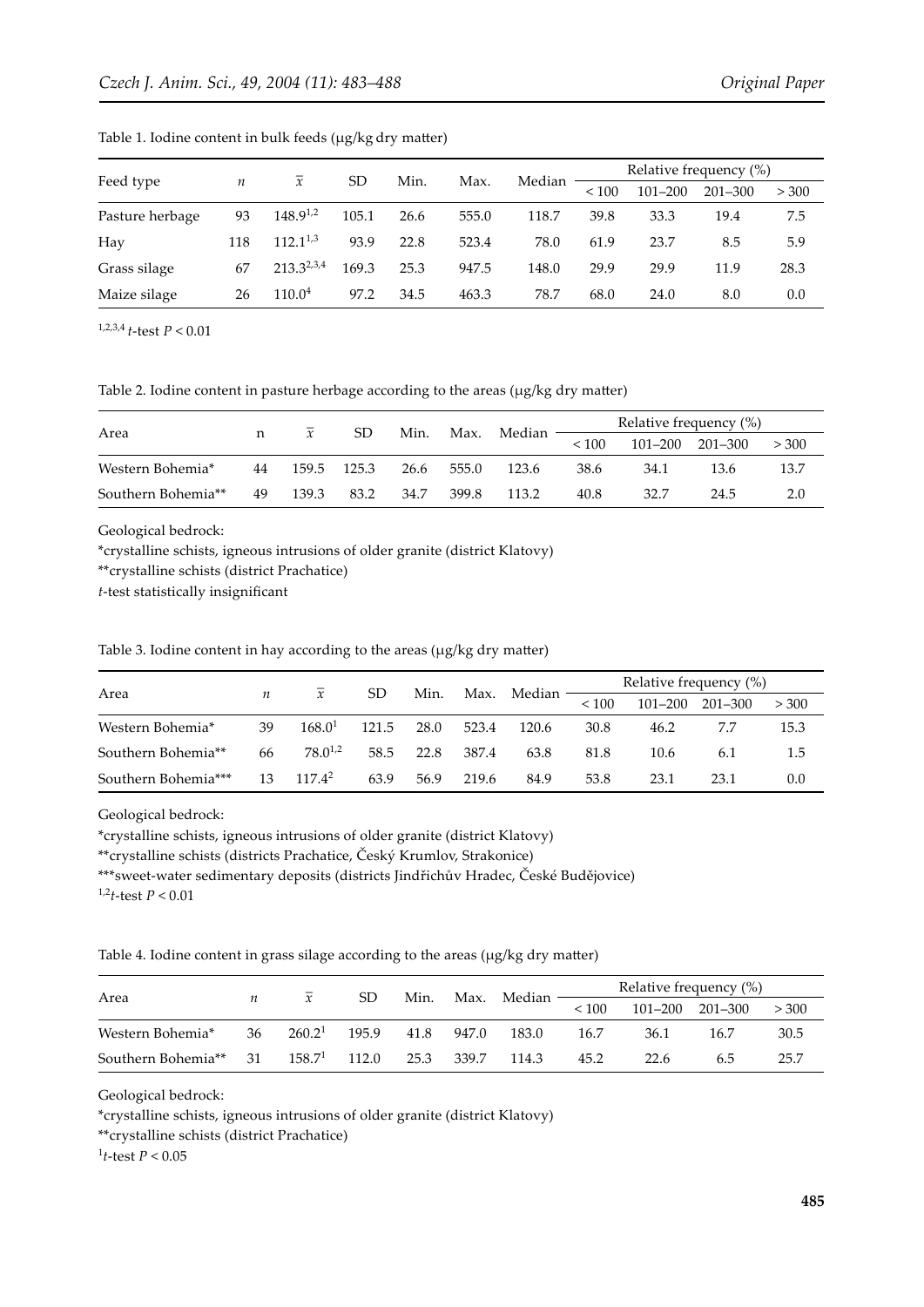Table 1. Iodine content in bulk feeds (μg/kg dry matter)

| Feed type | $n$ | $\bar{x}$ | SD | Min. | Max. | Median | Relative frequency (%) | | | |
|---|---|---|---|---|---|---|---|---|---|---|
| | | | | | | | < 100 | 101–200 | 201–300 | > 300 |
| Pasture herbage | 93 | 148.9[1,2] | 105.1 | 26.6 | 555.0 | 118.7 | 39.8 | 33.3 | 19.4 | 7.5 |
| Hay | 118 | 112.1[1,3] | 93.9 | 22.8 | 523.4 | 78.0 | 61.9 | 23.7 | 8.5 | 5.9 |
| Grass silage | 67 | 213.3[2,3,4] | 169.3 | 25.3 | 947.5 | 148.0 | 29.9 | 29.9 | 11.9 | 28.3 |
| Maize silage | 26 | 110.0[4] | 97.2 | 34.5 | 463.3 | 78.7 | 68.0 | 24.0 | 8.0 | 0.0 |

[1,2,3,4] *t*-test $P < 0.01$

Table 2. Iodine content in pasture herbage according to the areas (μg/kg dry matter)

| Area | n | $\bar{x}$ | SD | Min. | Max. | Median | Relative frequency (%) | | | |
|---|---|---|---|---|---|---|---|---|---|---|
| | | | | | | | < 100 | 101–200 | 201–300 | > 300 |
| Western Bohemia* | 44 | 159.5 | 125.3 | 26.6 | 555.0 | 123.6 | 38.6 | 34.1 | 13.6 | 13.7 |
| Southern Bohemia** | 49 | 139.3 | 83.2 | 34.7 | 399.8 | 113.2 | 40.8 | 32.7 | 24.5 | 2.0 |

Geological bedrock:

*crystalline schists, igneous intrusions of older granite (district Klatovy)

**crystalline schists (district Prachatice)

*t*-test statistically insignificant

Table 3. Iodine content in hay according to the areas (μg/kg dry matter)

| Area | $n$ | $\bar{x}$ | SD | Min. | Max. | Median | Relative frequency (%) | | | |
|---|---|---|---|---|---|---|---|---|---|---|
| | | | | | | | < 100 | 101–200 | 201–300 | > 300 |
| Western Bohemia* | 39 | 168.0[1] | 121.5 | 28.0 | 523.4 | 120.6 | 30.8 | 46.2 | 7.7 | 15.3 |
| Southern Bohemia** | 66 | 78.0[1,2] | 58.5 | 22.8 | 387.4 | 63.8 | 81.8 | 10.6 | 6.1 | 1.5 |
| Southern Bohemia*** | 13 | 117.4[2] | 63.9 | 56.9 | 219.6 | 84.9 | 53.8 | 23.1 | 23.1 | 0.0 |

Geological bedrock:

*crystalline schists, igneous intrusions of older granite (district Klatovy)

**crystalline schists (districts Prachatice, Český Krumlov, Strakonice)

***sweet-water sedimentary deposits (districts Jindřichův Hradec, České Budějovice)

[1,2] *t*-test $P < 0.01$

Table 4. Iodine content in grass silage according to the areas (μg/kg dry matter)

| Area | $n$ | $\bar{x}$ | SD | Min. | Max. | Median | Relative frequency (%) | | | |
|---|---|---|---|---|---|---|---|---|---|---|
| | | | | | | | < 100 | 101–200 | 201–300 | > 300 |
| Western Bohemia* | 36 | 260.2[1] | 195.9 | 41.8 | 947.0 | 183.0 | 16.7 | 36.1 | 16.7 | 30.5 |
| Southern Bohemia** | 31 | 158.7[1] | 112.0 | 25.3 | 339.7 | 114.3 | 45.2 | 22.6 | 6.5 | 25.7 |

Geological bedrock:

*crystalline schists, igneous intrusions of older granite (district Klatovy)

**crystalline schists (district Prachatice)

[1] *t*-test $P < 0.05$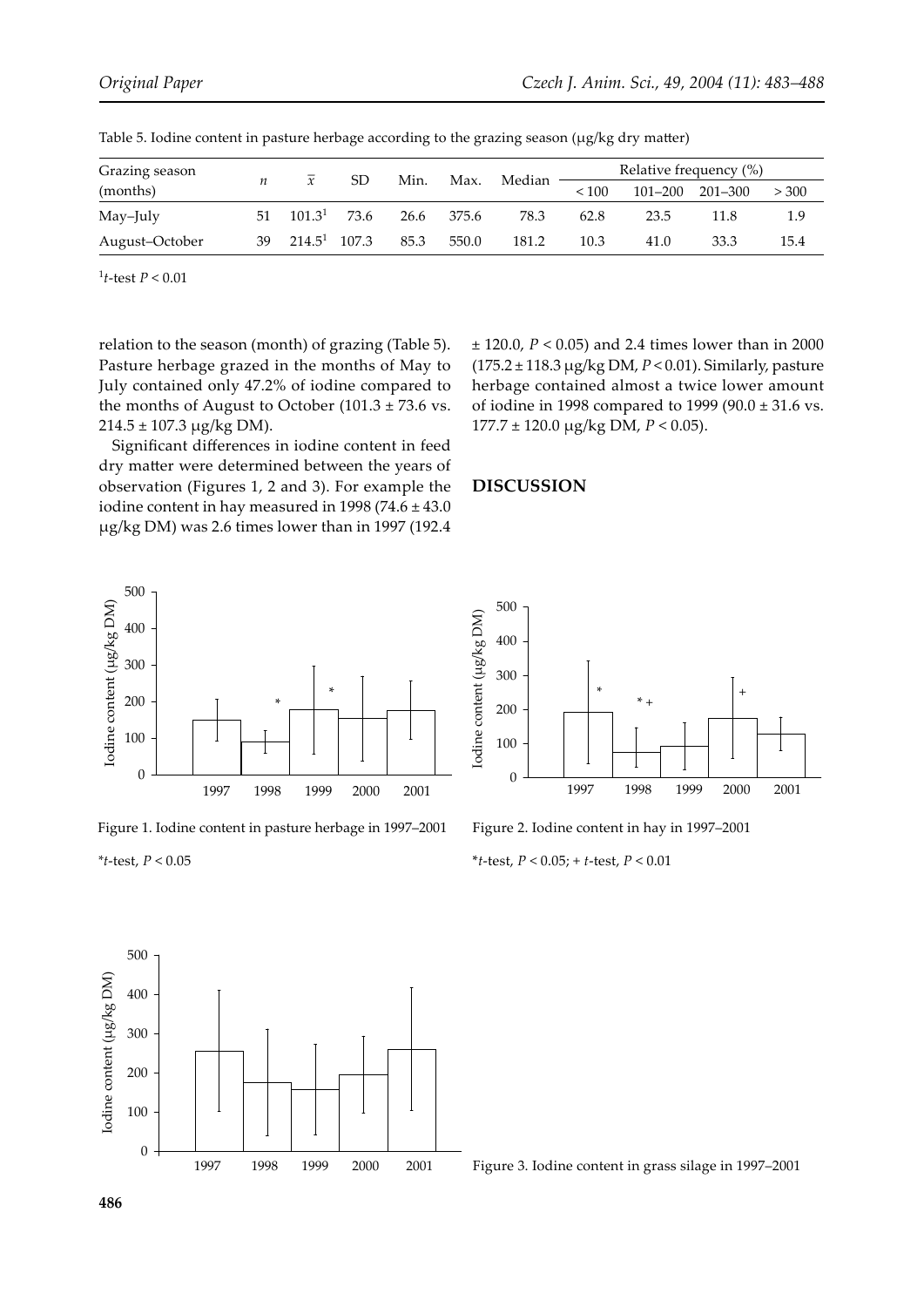Table 5. Iodine content in pasture herbage according to the grazing season (μg/kg dry matter)

| Grazing season (months) | $n$ | $\bar{x}$ | SD | Min. | Max. | Median | Relative frequency (%) | | | |
|---|---|---|---|---|---|---|---|---|---|---|
| | | | | | | | < 100 | 101–200 | 201–300 | > 300 |
| May–July | 51 | 101.3[1] | 73.6 | 26.6 | 375.6 | 78.3 | 62.8 | 23.5 | 11.8 | 1.9 |
| August–October | 39 | 214.5[1] | 107.3 | 85.3 | 550.0 | 181.2 | 10.3 | 41.0 | 33.3 | 15.4 |

[1]*t*-test $P < 0.01$

relation to the season (month) of grazing (Table 5). Pasture herbage grazed in the months of May to July contained only 47.2% of iodine compared to the months of August to October (101.3 ± 73.6 vs. 214.5 ± 107.3 μg/kg DM).

Significant differences in iodine content in feed dry matter were determined between the years of observation (Figures 1, 2 and 3). For example the iodine content in hay measured in 1998 (74.6 ± 43.0 μg/kg DM) was 2.6 times lower than in 1997 (192.4 ± 120.0, $P < 0.05$) and 2.4 times lower than in 2000 (175.2 ± 118.3 μg/kg DM, $P < 0.01$). Similarly, pasture herbage contained almost a twice lower amount of iodine in 1998 compared to 1999 (90.0 ± 31.6 vs. 177.7 ± 120.0 μg/kg DM, $P < 0.05$).

## DISCUSSION

Figure 1. Iodine content in pasture herbage in 1997–2001

\**t*-test, $P < 0.05$

Figure 2. Iodine content in hay in 1997–2001

\**t*-test, $P < 0.05$; + *t*-test, $P < 0.01$

Figure 3. Iodine content in grass silage in 1997–2001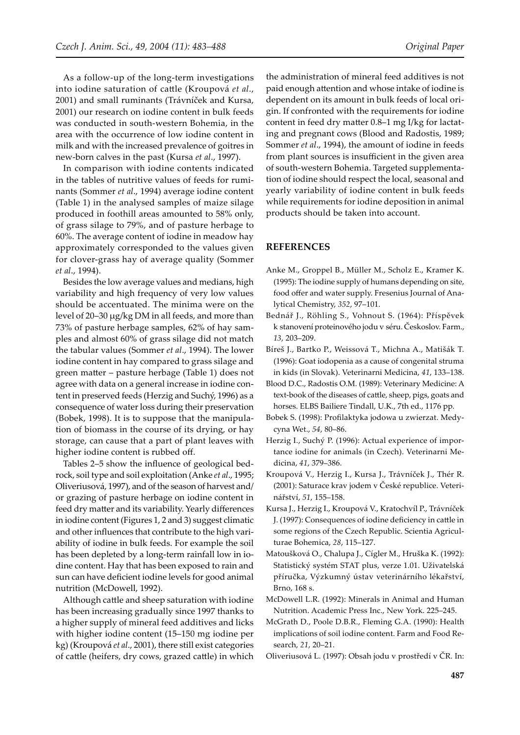As a follow-up of the long-term investigations into iodine saturation of cattle (Kroupová *et al*., 2001) and small ruminants (Trávníček and Kursa, 2001) our research on iodine content in bulk feeds was conducted in south-western Bohemia, in the area with the occurrence of low iodine content in milk and with the increased prevalence of goitres in new-born calves in the past (Kursa *et al*., 1997).

In comparison with iodine contents indicated in the tables of nutritive values of feeds for ruminants (Sommer *et al*., 1994) average iodine content (Table 1) in the analysed samples of maize silage produced in foothill areas amounted to 58% only, of grass silage to 79%, and of pasture herbage to 60%. The average content of iodine in meadow hay approximately corresponded to the values given for clover-grass hay of average quality (Sommer *et al*., 1994).

Besides the low average values and medians, high variability and high frequency of very low values should be accentuated. The minima were on the level of 20–30 μg/kg DM in all feeds, and more than 73% of pasture herbage samples, 62% of hay samples and almost 60% of grass silage did not match the tabular values (Sommer *et al*., 1994). The lower iodine content in hay compared to grass silage and green matter – pasture herbage (Table 1) does not agree with data on a general increase in iodine content in preserved feeds (Herzig and Suchý, 1996) as a consequence of water loss during their preservation (Bobek, 1998). It is to suppose that the manipulation of biomass in the course of its drying, or hay storage, can cause that a part of plant leaves with higher iodine content is rubbed off.

Tables 2–5 show the influence of geological bedrock, soil type and soil exploitation (Anke *et al*., 1995; Oliveriusová, 1997), and of the season of harvest and/or grazing of pasture herbage on iodine content in feed dry matter and its variability. Yearly differences in iodine content (Figures 1, 2 and 3) suggest climatic and other influences that contribute to the high variability of iodine in bulk feeds. For example the soil has been depleted by a long-term rainfall low in iodine content. Hay that has been exposed to rain and sun can have deficient iodine levels for good animal nutrition (McDowell, 1992).

Although cattle and sheep saturation with iodine has been increasing gradually since 1997 thanks to a higher supply of mineral feed additives and licks with higher iodine content (15–150 mg iodine per kg) (Kroupová *et al*., 2001), there still exist categories of cattle (heifers, dry cows, grazed cattle) in which the administration of mineral feed additives is not paid enough attention and whose intake of iodine is dependent on its amount in bulk feeds of local origin. If confronted with the requirements for iodine content in feed dry matter 0.8–1 mg I/kg for lactating and pregnant cows (Blood and Radostis, 1989; Sommer *et al*., 1994), the amount of iodine in feeds from plant sources is insufficient in the given area of south-western Bohemia. Targeted supplementation of iodine should respect the local, seasonal and yearly variability of iodine content in bulk feeds while requirements for iodine deposition in animal products should be taken into account.

## REFERENCES

Anke M., Groppel B., Müller M., Scholz E., Kramer K. (1995): The iodine supply of humans depending on site, food offer and water supply. Fresenius Journal of Analytical Chemistry, *352*, 97–101.

Bednář J., Röhling S., Vohnout S. (1964): Příspěvek k stanovení proteinového jodu v séru. Českoslov. Farm., *13*, 203–209.

Bíreš J., Bartko P., Weissová T., Michna A., Matišák T. (1996): Goat iodopenia as a cause of congenital struma in kids (in Slovak). Veterinarni Medicina, *41*, 133–138.

Blood D.C., Radostis O.M. (1989): Veterinary Medicine: A text-book of the diseases of cattle, sheep, pigs, goats and horses. ELBS Bailiere Tindall, U.K., 7th ed., 1176 pp.

Bobek S. (1998): Profilaktyka jodowa u zwierzat. Medycyna Wet., *54*, 80–86.

Herzig I., Suchý P. (1996): Actual experience of importance iodine for animals (in Czech). Veterinarni Medicina, *41*, 379–386.

Kroupová V., Herzig I., Kursa J., Trávníček J., Thér R. (2001): Saturace krav jodem v České republice. Veterinářství, *51*, 155–158.

Kursa J., Herzig I., Kroupová V., Kratochvíl P., Trávníček J. (1997): Consequences of iodine deficiency in cattle in some regions of the Czech Republic. Scientia Agriculturae Bohemica, *28*, 115–127.

Matoušková O., Chalupa J., Cígler M., Hruška K. (1992): Statistický systém STAT plus, verze 1.01. Uživatelská příručka, Výzkumný ústav veterinárního lékařství, Brno, 168 s.

McDowell L.R. (1992): Minerals in Animal and Human Nutrition. Academic Press Inc., New York. 225–245.

McGrath D., Poole D.B.R., Fleming G.A. (1990): Health implications of soil iodine content. Farm and Food Research, *21*, 20–21.

Oliveriusová L. (1997): Obsah jodu v prostředí v ČR. In: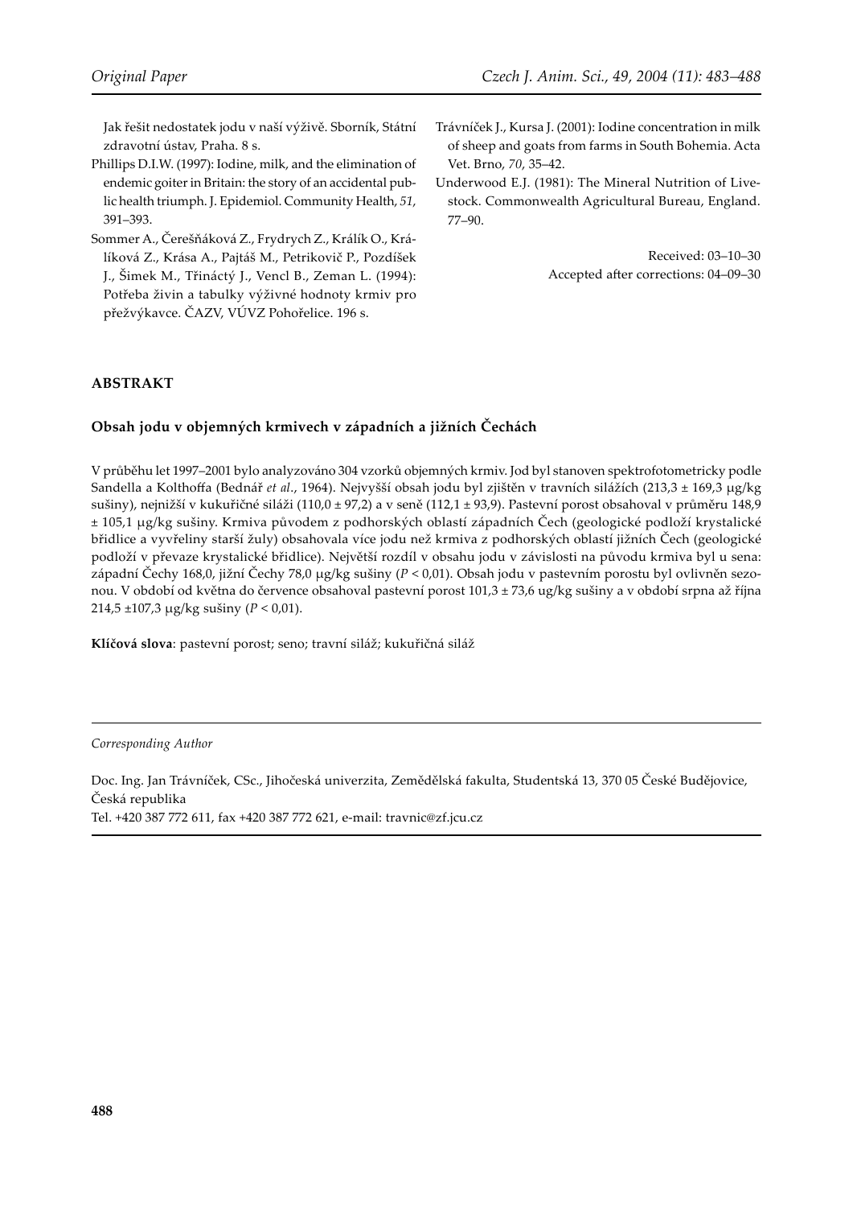Jak řešit nedostatek jodu v naší výživě. Sborník, Státní zdravotní ústav, Praha. 8 s.

Phillips D.I.W. (1997): Iodine, milk, and the elimination of endemic goiter in Britain: the story of an accidental public health triumph. J. Epidemiol. Community Health, *51*, 391–393.

Sommer A., Čerešňáková Z., Frydrych Z., Králík O., Králíková Z., Krása A., Pajtáš M., Petrikovič P., Pozdíšek J., Šimek M., Třináctý J., Vencl B., Zeman L. (1994): Potřeba živin a tabulky výživné hodnoty krmiv pro přežvýkavce. ČAZV, VÚVZ Pohořelice. 196 s.

Trávníček J., Kursa J. (2001): Iodine concentration in milk of sheep and goats from farms in South Bohemia. Acta Vet. Brno, *70*, 35–42.

Underwood E.J. (1981): The Mineral Nutrition of Livestock. Commonwealth Agricultural Bureau, England. 77–90.

Received: 03–10–30
Accepted after corrections: 04–09–30

## ABSTRAKT

### Obsah jodu v objemných krmivech v západních a jižních Čechách

V průběhu let 1997–2001 bylo analyzováno 304 vzorků objemných krmiv. Jod byl stanoven spektrofotometricky podle Sandella a Kolthoffa (Bednář *et al*., 1964). Nejvyšší obsah jodu byl zjištěn v travních silážích (213,3 ± 169,3 μg/kg sušiny), nejnižší v kukuřičné siláži (110,0 ± 97,2) a v seně (112,1 ± 93,9). Pastevní porost obsahoval v průměru 148,9 ± 105,1 μg/kg sušiny. Krmiva původem z podhorských oblastí západních Čech (geologické podloží krystalické břidlice a vyvřeliny starší žuly) obsahovala více jodu než krmiva z podhorských oblastí jižních Čech (geologické podloží v převaze krystalické břidlice). Největší rozdíl v obsahu jodu v závislosti na původu krmiva byl u sena: západní Čechy 168,0, jižní Čechy 78,0 μg/kg sušiny ($P < 0{,}01$). Obsah jodu v pastevním porostu byl ovlivněn sezonou. V období od května do července obsahoval pastevní porost 101,3 ± 73,6 ug/kg sušiny a v období srpna až října 214,5 ±107,3 μg/kg sušiny ($P < 0{,}01$).

**Klíčová slova**: pastevní porost; seno; travní siláž; kukuřičná siláž

*Corresponding Author*

Doc. Ing. Jan Trávníček, CSc., Jihočeská univerzita, Zemědělská fakulta, Studentská 13, 370 05 České Budějovice, Česká republika
Tel. +420 387 772 611, fax +420 387 772 621, e-mail: travnic@zf.jcu.cz